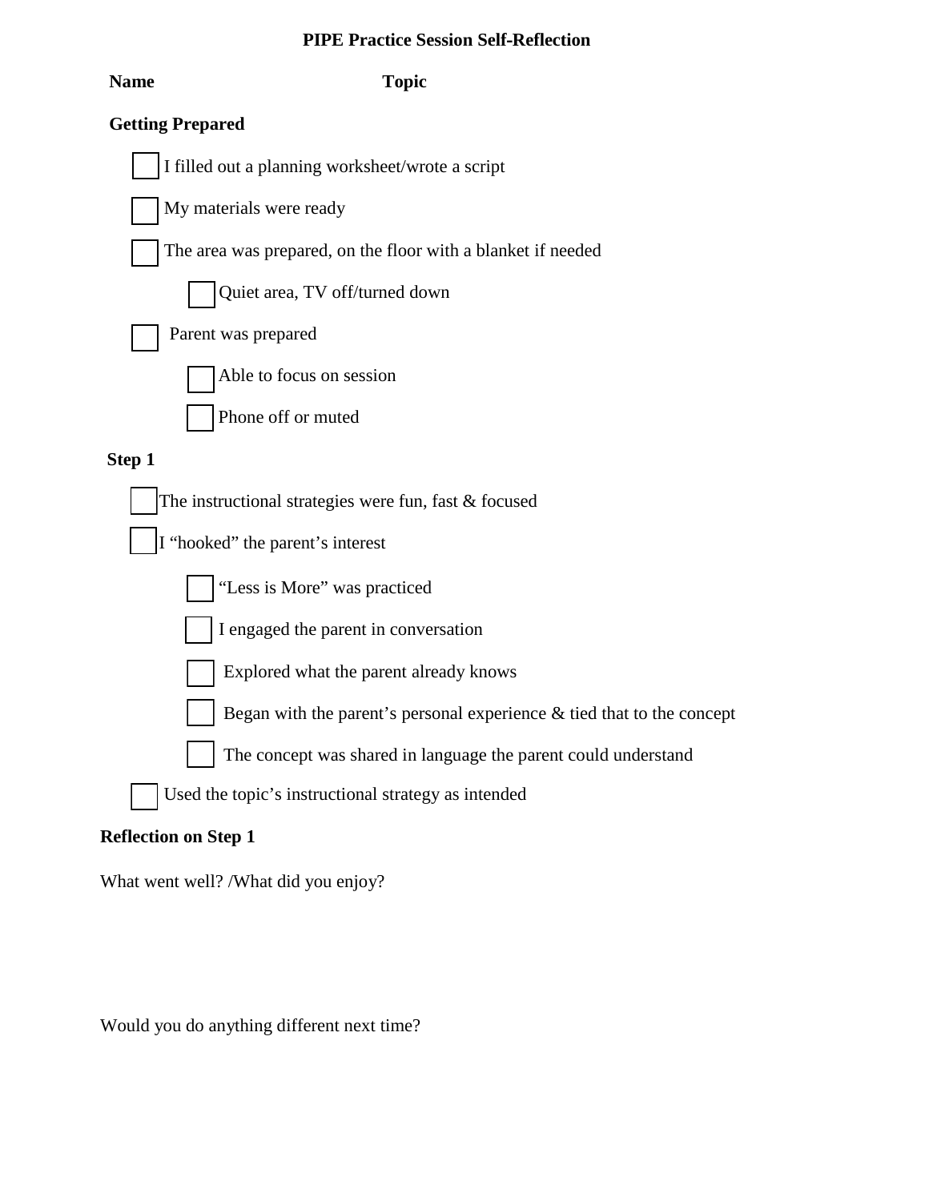# PIPE Practice Session Self-Reflection

**Name** **Topic**

**Getting Prepared**

- [ ] I filled out a planning worksheet/wrote a script
- [ ] My materials were ready
- [ ] The area was prepared, on the floor with a blanket if needed
    - [ ] Quiet area, TV off/turned down
- [ ] Parent was prepared
    - [ ] Able to focus on session
    - [ ] Phone off or muted

**Step 1**

- [ ] The instructional strategies were fun, fast & focused
- [ ] I "hooked" the parent's interest
    - [ ] "Less is More" was practiced
    - [ ] I engaged the parent in conversation
    - [ ] Explored what the parent already knows
    - [ ] Began with the parent's personal experience & tied that to the concept
    - [ ] The concept was shared in language the parent could understand
- [ ] Used the topic's instructional strategy as intended

**Reflection on Step 1**

What went well? /What did you enjoy?

Would you do anything different next time?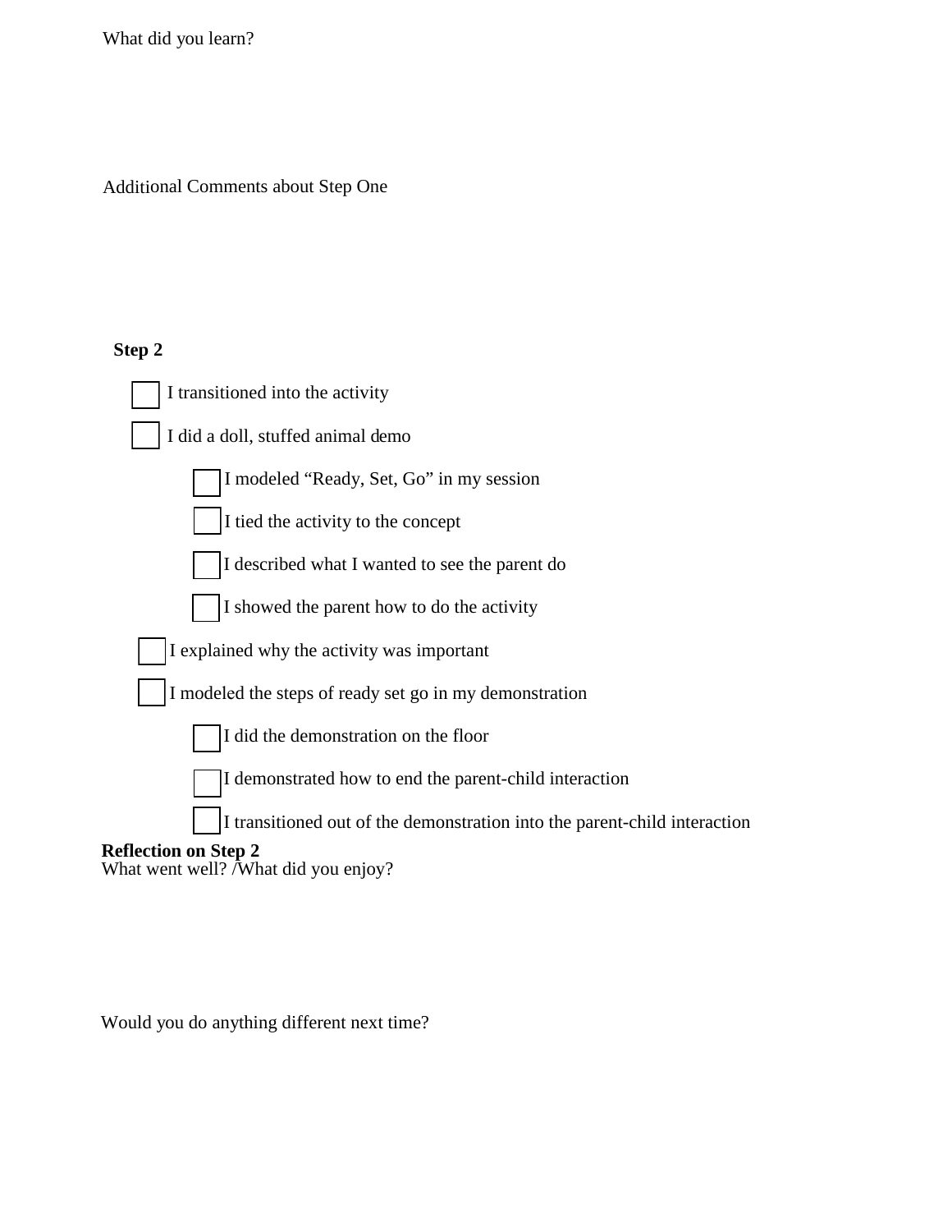What did you learn?

Additional Comments about Step One

**Step 2**

- [ ] I transitioned into the activity
- [ ] I did a doll, stuffed animal demo
    - [ ] I modeled “Ready, Set, Go” in my session
    - [ ] I tied the activity to the concept
    - [ ] I described what I wanted to see the parent do
    - [ ] I showed the parent how to do the activity
- [ ] I explained why the activity was important
- [ ] I modeled the steps of ready set go in my demonstration
    - [ ] I did the demonstration on the floor
    - [ ] I demonstrated how to end the parent-child interaction
    - [ ] I transitioned out of the demonstration into the parent-child interaction

**Reflection on Step 2**

What went well? /What did you enjoy?

Would you do anything different next time?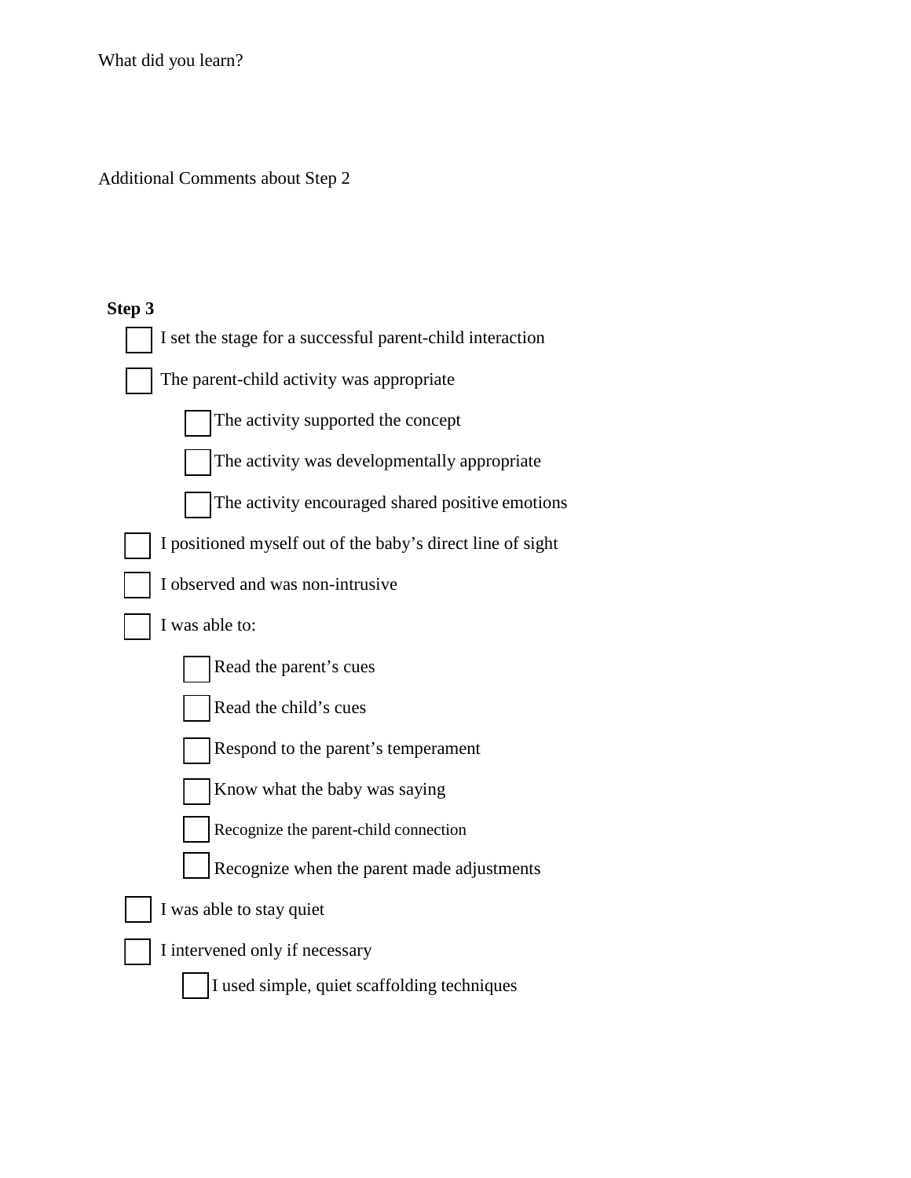What did you learn?

Additional Comments about Step 2

**Step 3**

- [ ] I set the stage for a successful parent-child interaction
- [ ] The parent-child activity was appropriate
  - [ ] The activity supported the concept
  - [ ] The activity was developmentally appropriate
  - [ ] The activity encouraged shared positive emotions
- [ ] I positioned myself out of the baby's direct line of sight
- [ ] I observed and was non-intrusive
- [ ] I was able to:
  - [ ] Read the parent's cues
  - [ ] Read the child's cues
  - [ ] Respond to the parent's temperament
  - [ ] Know what the baby was saying
  - [ ] Recognize the parent-child connection
  - [ ] Recognize when the parent made adjustments
- [ ] I was able to stay quiet
- [ ] I intervened only if necessary
  - [ ] I used simple, quiet scaffolding techniques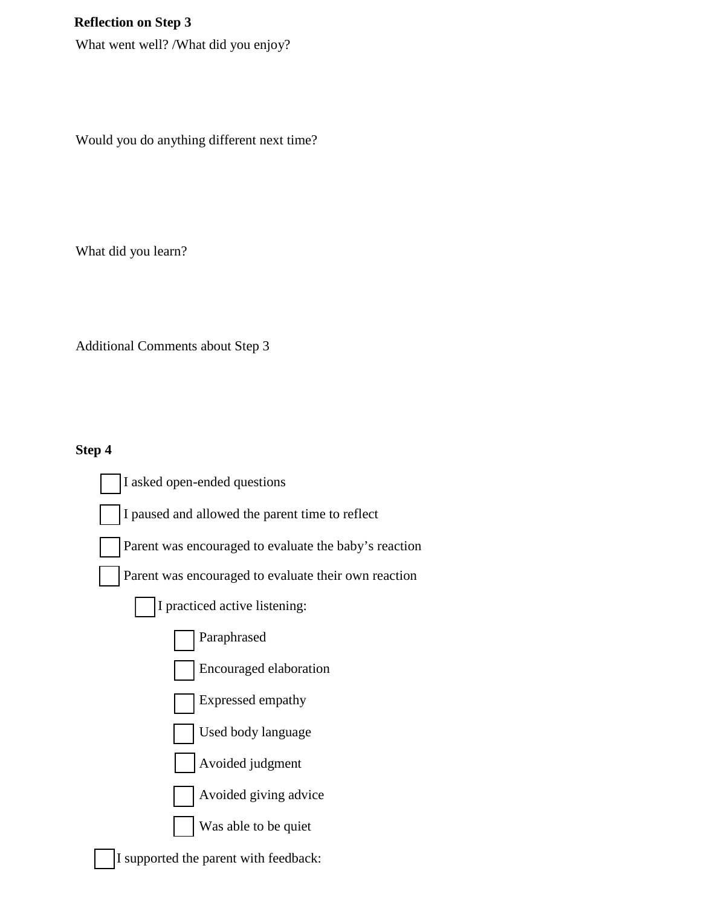**Reflection on Step 3**

What went well? /What did you enjoy?

Would you do anything different next time?

What did you learn?

Additional Comments about Step 3

**Step 4**

- [ ] I asked open-ended questions
- [ ] I paused and allowed the parent time to reflect
- [ ] Parent was encouraged to evaluate the baby's reaction
- [ ] Parent was encouraged to evaluate their own reaction
    - [ ] I practiced active listening:
        - [ ] Paraphrased
        - [ ] Encouraged elaboration
        - [ ] Expressed empathy
        - [ ] Used body language
        - [ ] Avoided judgment
        - [ ] Avoided giving advice
        - [ ] Was able to be quiet
- [ ] I supported the parent with feedback: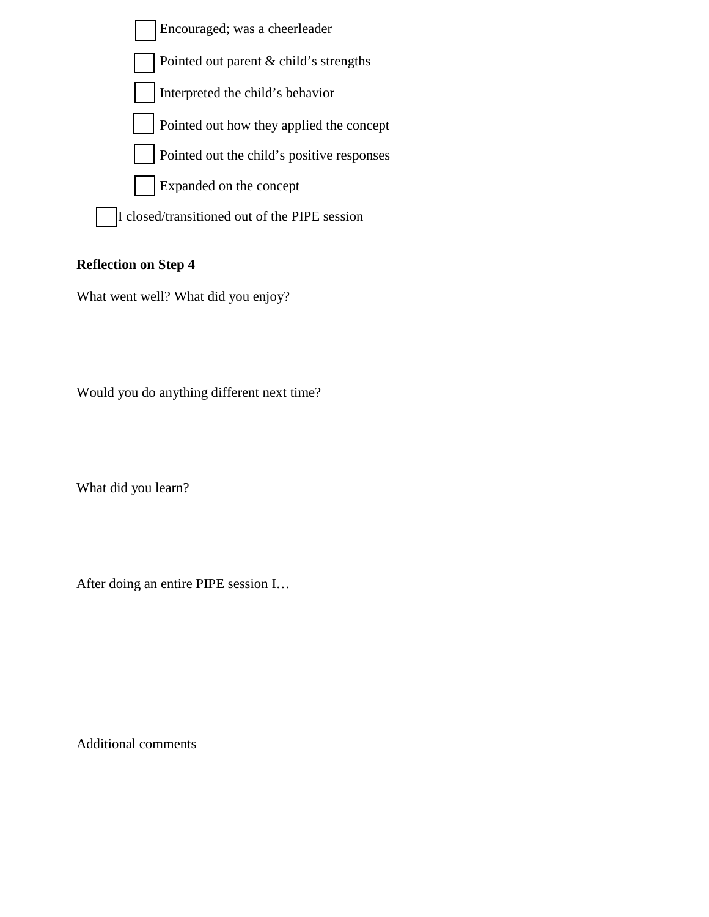- [ ] Encouraged; was a cheerleader
- [ ] Pointed out parent & child's strengths
- [ ] Interpreted the child's behavior
- [ ] Pointed out how they applied the concept
- [ ] Pointed out the child's positive responses
- [ ] Expanded on the concept

- [ ] I closed/transitioned out of the PIPE session

**Reflection on Step 4**

What went well? What did you enjoy?

Would you do anything different next time?

What did you learn?

After doing an entire PIPE session I…

Additional comments